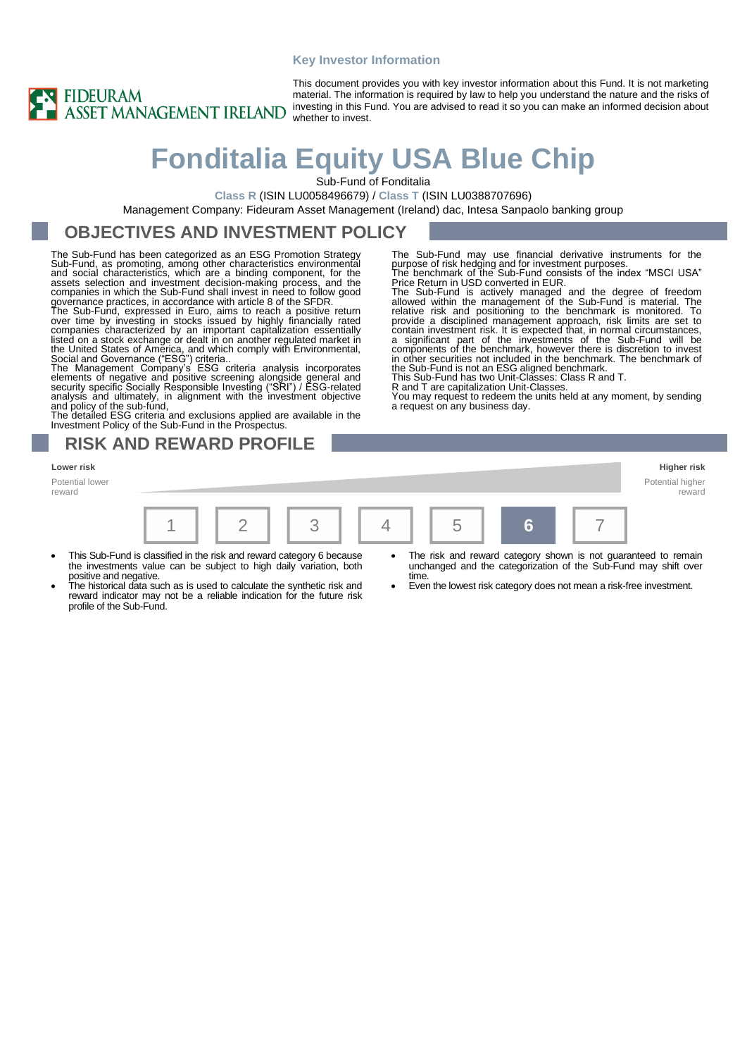Key Investor Information

FIDEURAM ASSET MANAGEMENT IRELAND

This document provides you with key investor information about this Fund. It is not marketing material. The information is required by law to help you understand the nature and the risks of investing in this Fund. You are advised to read it so you can make an informed decision about whether to invest.

# Fonditalia Equity USA Blue Chip

Sub-Fund of Fonditalia

**Class R** (ISIN LU0058496679) / **Class T** (ISIN LU0388707696)

Management Company: Fideuram Asset Management (Ireland) dac, Intesa Sanpaolo banking group

## OBJECTIVES AND INVESTMENT POLICY

The Sub-Fund has been categorized as an ESG Promotion Strategy Sub-Fund, as promoting, among other characteristics environmental and social characteristics, which are a binding component, for the assets selection and investment decision-making process, and the companies in which the Sub-Fund shall invest in need to follow good governance practices, in accordance with article 8 of the SFDR.

The Sub-Fund, expressed in Euro, aims to reach a positive return over time by investing in stocks issued by highly financially rated companies characterized by an important capitalization essentially listed on a stock exchange or dealt in on another regulated market in the United States of America, and which comply with Environmental, Social and Governance ("ESG") criteria..

The Management Company's ESG criteria analysis incorporates elements of negative and positive screening alongside general and security specific Socially Responsible Investing ("SRI") / ESG-related analysis and ultimately, in alignment with the investment objective and policy of the sub-fund,

The detailed ESG criteria and exclusions applied are available in the Investment Policy of the Sub-Fund in the Prospectus.

The Sub-Fund may use financial derivative instruments for the purpose of risk hedging and for investment purposes.

The benchmark of the Sub-Fund consists of the index "MSCI USA" Price Return in USD converted in EUR.

The Sub-Fund is actively managed and the degree of freedom allowed within the management of the Sub-Fund is material. The relative risk and positioning to the benchmark is monitored. To provide a disciplined management approach, risk limits are set to contain investment risk. It is expected that, in normal circumstances, a significant part of the investments of the Sub-Fund will be components of the benchmark, however there is discretion to invest in other securities not included in the benchmark. The benchmark of the Sub-Fund is not an ESG aligned benchmark.

This Sub-Fund has two Unit-Classes: Class R and T.

R and T are capitalization Unit-Classes.

You may request to redeem the units held at any moment, by sending a request on any business day.

## RISK AND REWARD PROFILE

| Lower risk | | | | | | Higher risk |
|---|---|---|---|---|---|---|
| Potential lower reward | | | | | | Potential higher reward |
| 1 | 2 | 3 | 4 | 5 | **6** | 7 |

- This Sub-Fund is classified in the risk and reward category 6 because the investments value can be subject to high daily variation, both positive and negative.
- The historical data such as is used to calculate the synthetic risk and reward indicator may not be a reliable indication for the future risk profile of the Sub-Fund.
- The risk and reward category shown is not guaranteed to remain unchanged and the categorization of the Sub-Fund may shift over time.
- Even the lowest risk category does not mean a risk-free investment.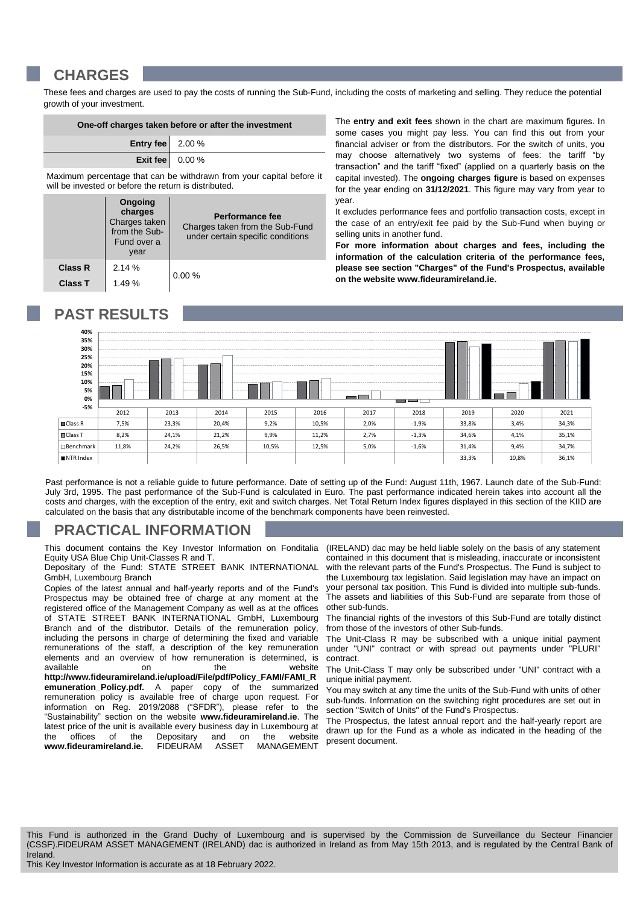## CHARGES

These fees and charges are used to pay the costs of running the Sub-Fund, including the costs of marketing and selling. They reduce the potential growth of your investment.

| One-off charges taken before or after the investment | |
|---|---|
| **Entry fee** | 2.00 % |
| **Exit fee** | 0.00 % |

Maximum percentage that can be withdrawn from your capital before it will be invested or before the return is distributed.

| | **Ongoing charges** Charges taken from the Sub-Fund over a year | **Performance fee** Charges taken from the Sub-Fund under certain specific conditions |
|---|---|---|
| **Class R** | 2.14 % | 0.00 % |
| **Class T** | 1.49 % | |

The **entry and exit fees** shown in the chart are maximum figures. In some cases you might pay less. You can find this out from your financial adviser or from the distributors. For the switch of units, you may choose alternatively two systems of fees: the tariff "by transaction" and the tariff "fixed" (applied on a quarterly basis on the capital invested). The **ongoing charges figure** is based on expenses for the year ending on **31/12/2021**. This figure may vary from year to year.

It excludes performance fees and portfolio transaction costs, except in the case of an entry/exit fee paid by the Sub-Fund when buying or selling units in another fund.

**For more information about charges and fees, including the information of the calculation criteria of the performance fees, please see section "Charges" of the Fund's Prospectus, available on the website www.fideuramireland.ie.**

## PAST RESULTS

40%
35%
30%
25%
20%
15%
10%
5%
0%
-5%

2012 2013 2014 2015 2016 2017 2018 2019 2020 2021

Class R: 7,5% 23,3% 20,4% 9,2% 10,5% 2,0% -1,9% 33,8% 3,4% 34,3%

Class T: 8,2% 24,1% 21,2% 9,9% 11,2% 2,7% -1,3% 34,6% 4,1% 35,1%

Benchmark: 11,8% 24,2% 26,5% 10,5% 12,5% 5,0% -1,6% 31,4% 9,4% 34,7%

NTR Index: 33,3% 10,8% 36,1%

Past performance is not a reliable guide to future performance. Date of setting up of the Fund: August 11th, 1967. Launch date of the Sub-Fund: July 3rd, 1995. The past performance of the Sub-Fund is calculated in Euro. The past performance indicated herein takes into account all the costs and charges, with the exception of the entry, exit and switch charges. Net Total Return Index figures displayed in this section of the KIID are calculated on the basis that any distributable income of the benchmark components have been reinvested.

## PRACTICAL INFORMATION

This document contains the Key Investor Information on Fonditalia Equity USA Blue Chip Unit-Classes R and T.

Depositary of the Fund: STATE STREET BANK INTERNATIONAL GmbH, Luxembourg Branch

Copies of the latest annual and half-yearly reports and of the Fund's Prospectus may be obtained free of charge at any moment at the registered office of the Management Company as well as at the offices of STATE STREET BANK INTERNATIONAL GmbH, Luxembourg Branch and of the distributor. Details of the remuneration policy, including the persons in charge of determining the fixed and variable remunerations of the staff, a description of the key remuneration elements and an overview of how remuneration is determined, is available on the website **http://www.fideuramireland.ie/upload/File/pdf/Policy_FAMI/FAMI_Remuneration_Policy.pdf.** A paper copy of the summarized remuneration policy is available free of charge upon request. For information on Reg. 2019/2088 ("SFDR"), please refer to the "Sustainability" section on the website **www.fideuramireland.ie**. The latest price of the unit is available every business day in Luxembourg at the offices of the Depositary and on the website **www.fideuramireland.ie.** FIDEURAM ASSET MANAGEMENT (IRELAND) dac may be held liable solely on the basis of any statement contained in this document that is misleading, inaccurate or inconsistent with the relevant parts of the Fund's Prospectus. The Fund is subject to the Luxembourg tax legislation. Said legislation may have an impact on your personal tax position. This Fund is divided into multiple sub-funds. The assets and liabilities of this Sub-Fund are separate from those of other sub-funds.

The financial rights of the investors of this Sub-Fund are totally distinct from those of the investors of other Sub-funds.

The Unit-Class R may be subscribed with a unique initial payment under "UNI" contract or with spread out payments under "PLURI" contract.

The Unit-Class T may only be subscribed under "UNI" contract with a unique initial payment.

You may switch at any time the units of the Sub-Fund with units of other sub-funds. Information on the switching right procedures are set out in section "Switch of Units" of the Fund's Prospectus.

The Prospectus, the latest annual report and the half-yearly report are drawn up for the Fund as a whole as indicated in the heading of the present document.

This Fund is authorized in the Grand Duchy of Luxembourg and is supervised by the Commission de Surveillance du Secteur Financier (CSSF).FIDEURAM ASSET MANAGEMENT (IRELAND) dac is authorized in Ireland as from May 15th 2013, and is regulated by the Central Bank of Ireland.

This Key Investor Information is accurate as at 18 February 2022.